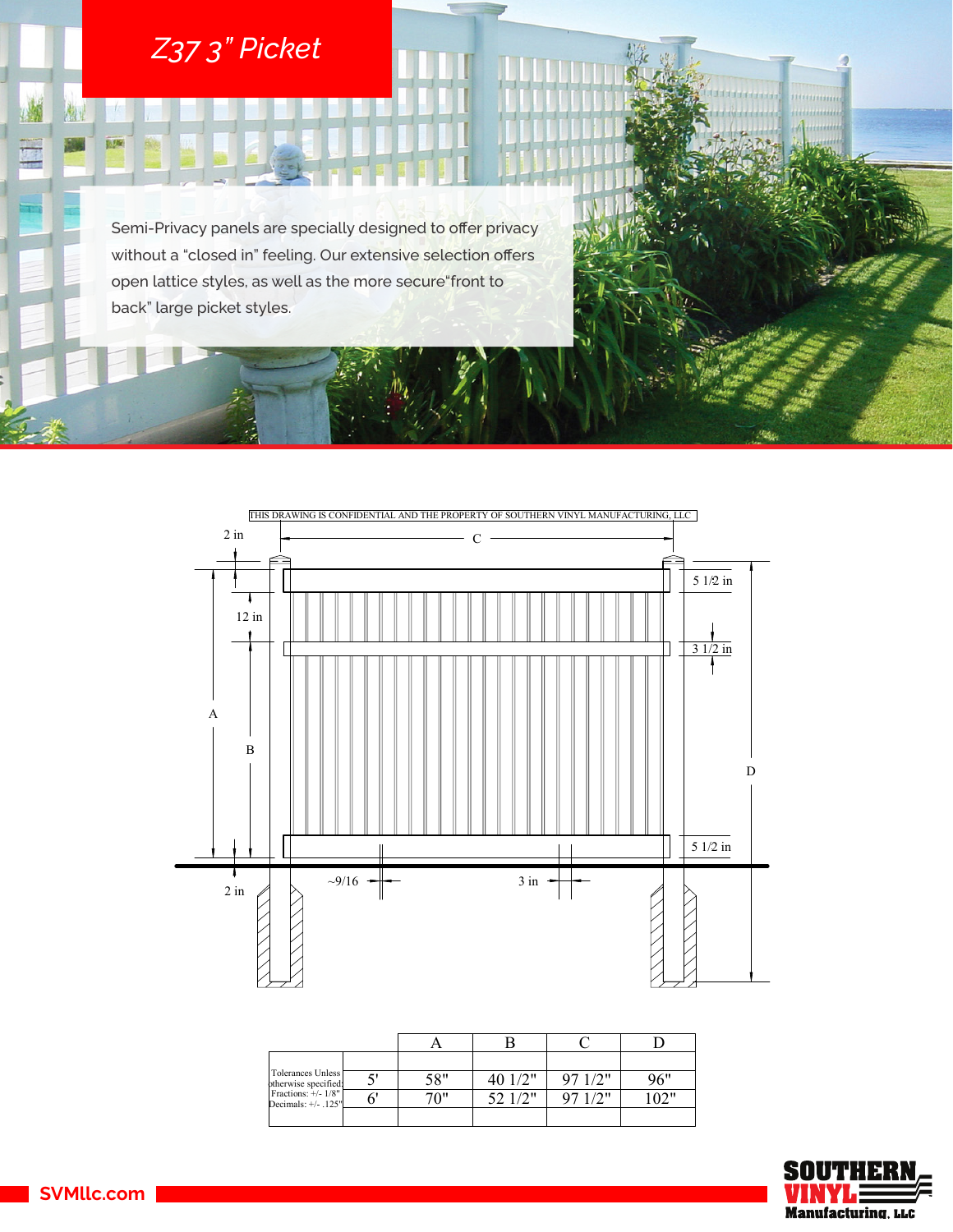# Z37 3" Picket

Semi-Privacy panels are specially designed to offer privacy without a "closed in" feeling. Our extensive selection offers open lattice styles, as well as the more secure"front to back" large picket styles.

THIS DRAWING IS CONFIDENTIAL AND THE PROPERTY OF SOUTHERN VINYL MANUFACTURING, LLC

2 in

C

5 1/2 in

12 in

3 1/2 in

A

B

D

5 1/2 in

2 in

~9/16

3 in

| | | A | B | C | D |
|---|---|---|---|---|---|
| Tolerances Unless otherwise specified: Fractions: +/- 1/8" Decimals: +/- .125" | 5' | 58" | 40 1/2" | 97 1/2" | 96" |
| | 6' | 70" | 52 1/2" | 97 1/2" | 102" |

SVMllc.com

SOUTHERN VINYL Manufacturing, LLC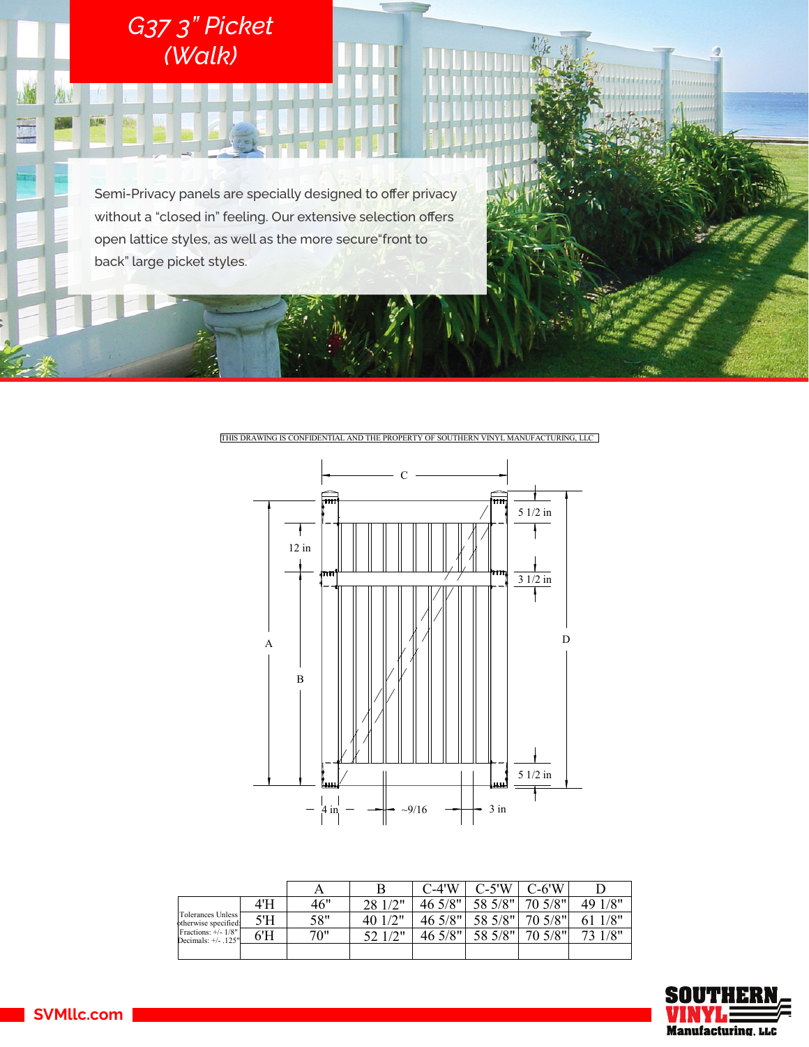# G37 3" Picket (Walk)

Semi-Privacy panels are specially designed to offer privacy without a "closed in" feeling. Our extensive selection offers open lattice styles, as well as the more secure"front to back" large picket styles.

THIS DRAWING IS CONFIDENTIAL AND THE PROPERTY OF SOUTHERN VINYL MANUFACTURING, LLC

C

12 in

5 1/2 in

3 1/2 in

A

B

D

5 1/2 in

4 in

~9/16

3 in

| | | A | B | C-4'W | C-5'W | C-6'W | D |
|---|---|---|---|---|---|---|---|
| Tolerances Unless otherwise specified: Fractions: +/- 1/8" Decimals: +/- .125" | 4'H | 46" | 28 1/2" | 46 5/8" | 58 5/8" | 70 5/8" | 49 1/8" |
| | 5'H | 58" | 40 1/2" | 46 5/8" | 58 5/8" | 70 5/8" | 61 1/8" |
| | 6'H | 70" | 52 1/2" | 46 5/8" | 58 5/8" | 70 5/8" | 73 1/8" |
| | | | | | | | |

SVMllc.com

SOUTHERN VINYL Manufacturing, LLC